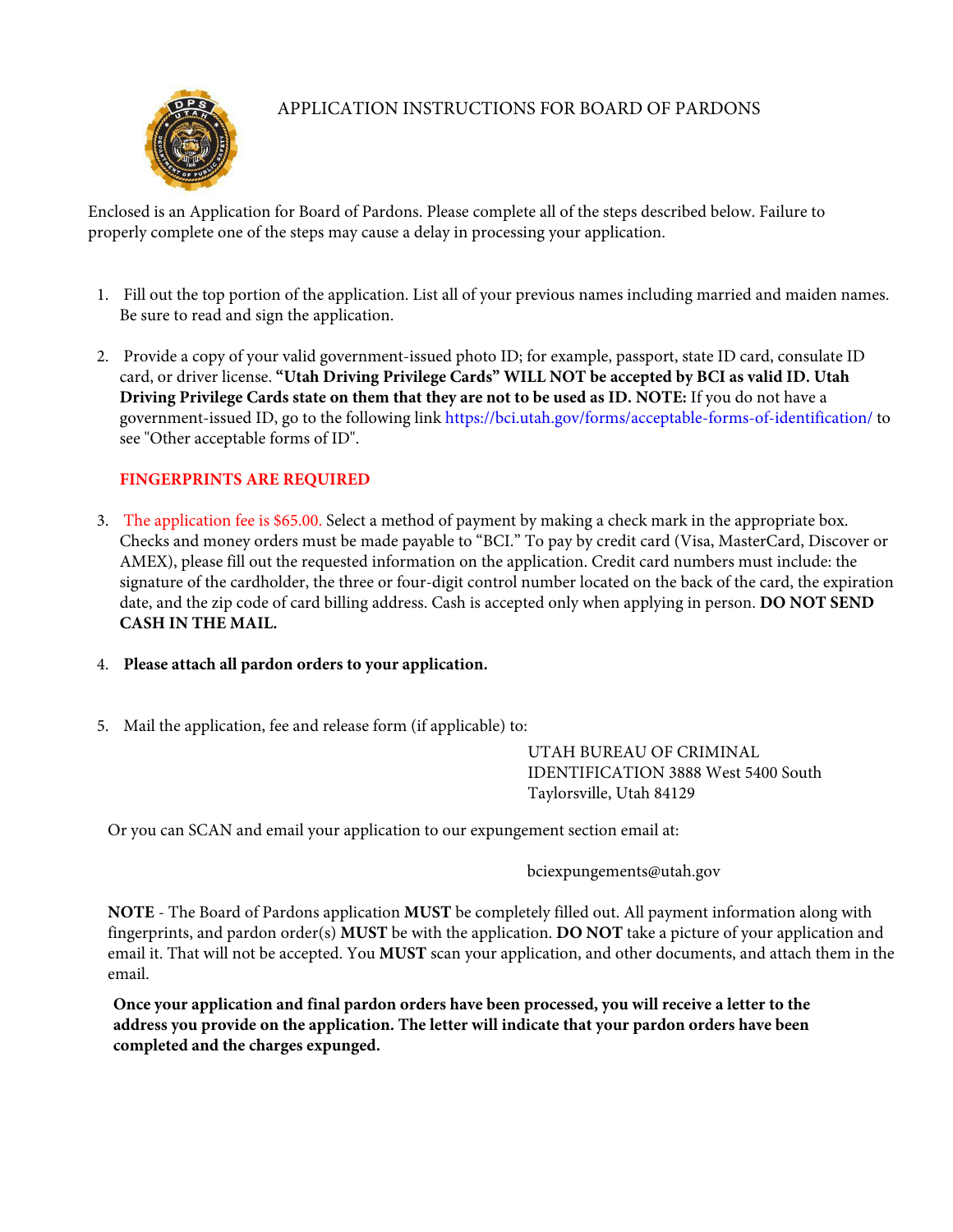# APPLICATION INSTRUCTIONS FOR BOARD OF PARDONS

Enclosed is an Application for Board of Pardons. Please complete all of the steps described below. Failure to properly complete one of the steps may cause a delay in processing your application.

1. Fill out the top portion of the application. List all of your previous names including married and maiden names. Be sure to read and sign the application.

2. Provide a copy of your valid government-issued photo ID; for example, passport, state ID card, consulate ID card, or driver license. **"Utah Driving Privilege Cards" WILL NOT be accepted by BCI as valid ID. Utah Driving Privilege Cards state on them that they are not to be used as ID. NOTE:** If you do not have a government-issued ID, go to the following link https://bci.utah.gov/forms/acceptable-forms-of-identification/ to see "Other acceptable forms of ID".

   **FINGERPRINTS ARE REQUIRED**

3. The application fee is $65.00. Select a method of payment by making a check mark in the appropriate box. Checks and money orders must be made payable to "BCI." To pay by credit card (Visa, MasterCard, Discover or AMEX), please fill out the requested information on the application. Credit card numbers must include: the signature of the cardholder, the three or four-digit control number located on the back of the card, the expiration date, and the zip code of card billing address. Cash is accepted only when applying in person. **DO NOT SEND CASH IN THE MAIL.**

4. **Please attach all pardon orders to your application.**

5. Mail the application, fee and release form (if applicable) to:

   UTAH BUREAU OF CRIMINAL IDENTIFICATION 3888 West 5400 South
   Taylorsville, Utah 84129

Or you can SCAN and email your application to our expungement section email at:

bciexpungements@utah.gov

**NOTE** - The Board of Pardons application **MUST** be completely filled out. All payment information along with fingerprints, and pardon order(s) **MUST** be with the application. **DO NOT** take a picture of your application and email it. That will not be accepted. You **MUST** scan your application, and other documents, and attach them in the email.

**Once your application and final pardon orders have been processed, you will receive a letter to the address you provide on the application. The letter will indicate that your pardon orders have been completed and the charges expunged.**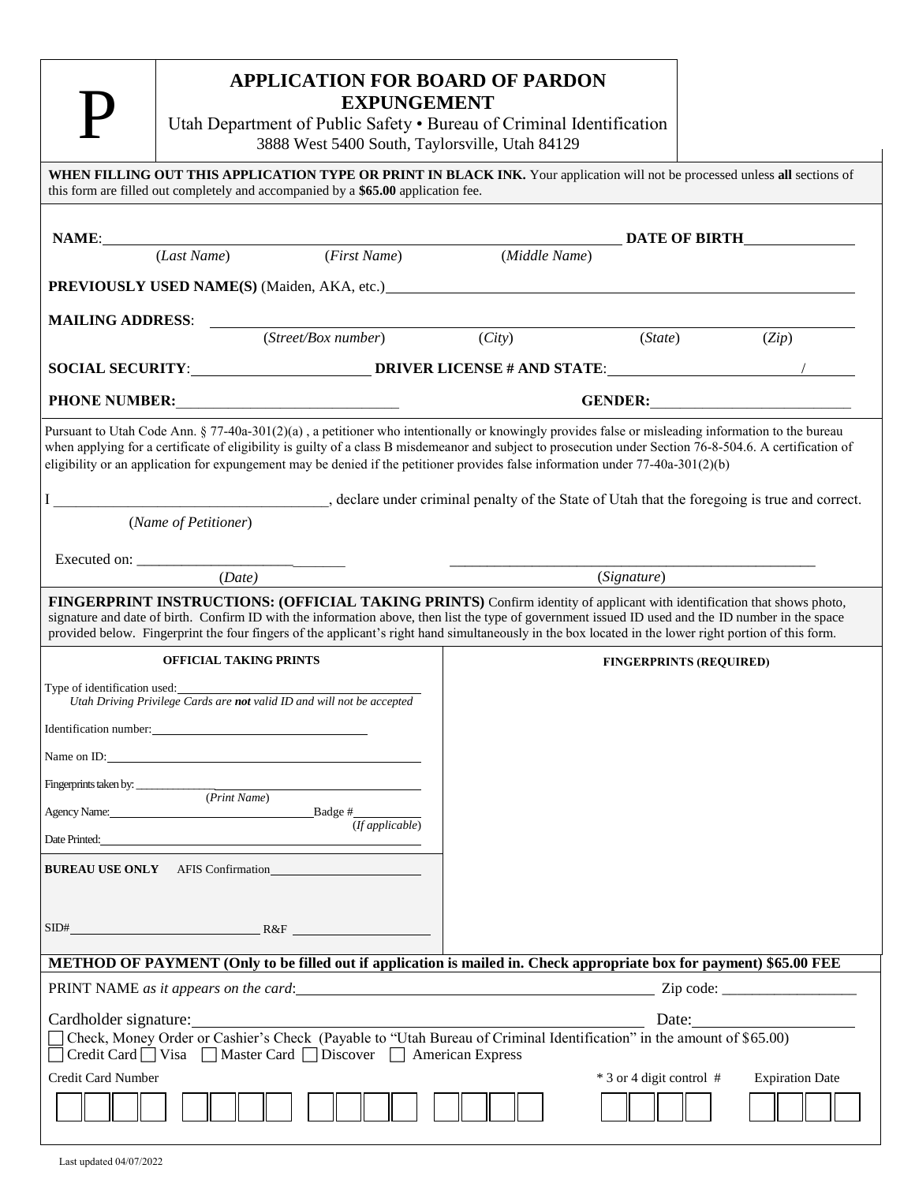P

# APPLICATION FOR BOARD OF PARDON EXPUNGEMENT

Utah Department of Public Safety • Bureau of Criminal Identification
3888 West 5400 South, Taylorsville, Utah 84129

**WHEN FILLING OUT THIS APPLICATION TYPE OR PRINT IN BLACK INK.** Your application will not be processed unless **all** sections of this form are filled out completely and accompanied by a **$65.00** application fee.

**NAME**: ______________________________________________ **DATE OF BIRTH** ______________
(*Last Name*) (*First Name*) (*Middle Name*)

**PREVIOUSLY USED NAME(S)** (Maiden, AKA, etc.) ______________________________________________

**MAILING ADDRESS**: ______________________________________________
(*Street/Box number*) (*City*) (*State*) (*Zip*)

**SOCIAL SECURITY**: ______________ **DRIVER LICENSE # AND STATE**: ______________ / ______

**PHONE NUMBER:** ______________________ **GENDER:** ______________________

Pursuant to Utah Code Ann. § 77-40a-301(2)(a) , a petitioner who intentionally or knowingly provides false or misleading information to the bureau when applying for a certificate of eligibility is guilty of a class B misdemeanor and subject to prosecution under Section 76-8-504.6. A certification of eligibility or an application for expungement may be denied if the petitioner provides false information under 77-40a-301(2)(b)

I ______________________________, declare under criminal penalty of the State of Utah that the foregoing is true and correct.
(*Name of Petitioner*)

Executed on: ______________________ ______________________________________________
(*Date*) (*Signature*)

**FINGERPRINT INSTRUCTIONS: (OFFICIAL TAKING PRINTS)** Confirm identity of applicant with identification that shows photo, signature and date of birth. Confirm ID with the information above, then list the type of government issued ID used and the ID number in the space provided below. Fingerprint the four fingers of the applicant's right hand simultaneously in the box located in the lower right portion of this form.

**OFFICIAL TAKING PRINTS**

Type of identification used: ______________________________
*Utah Driving Privilege Cards are **not** valid ID and will not be accepted*

Identification number: ______________________________

Name on ID: ______________________________

Fingerprints taken by: ______________________________
(*Print Name*)

Agency Name: ______________________ Badge # __________
(*If applicable*)

Date Printed: ______________________________

**BUREAU USE ONLY** AFIS Confirmation ______________________

SID# ______________________ R&F ______________

**FINGERPRINTS (REQUIRED)**

**METHOD OF PAYMENT (Only to be filled out if application is mailed in. Check appropriate box for payment) $65.00 FEE**

PRINT NAME *as it appears on the card*: ______________________________ Zip code: ______________

Cardholder signature: ______________________________ Date: ______________

☐ Check, Money Order or Cashier's Check (Payable to "Utah Bureau of Criminal Identification" in the amount of $65.00)

☐ Credit Card ☐ Visa ☐ Master Card ☐ Discover ☐ American Express

Credit Card Number | * 3 or 4 digit control # | Expiration Date

Last updated 04/07/2022